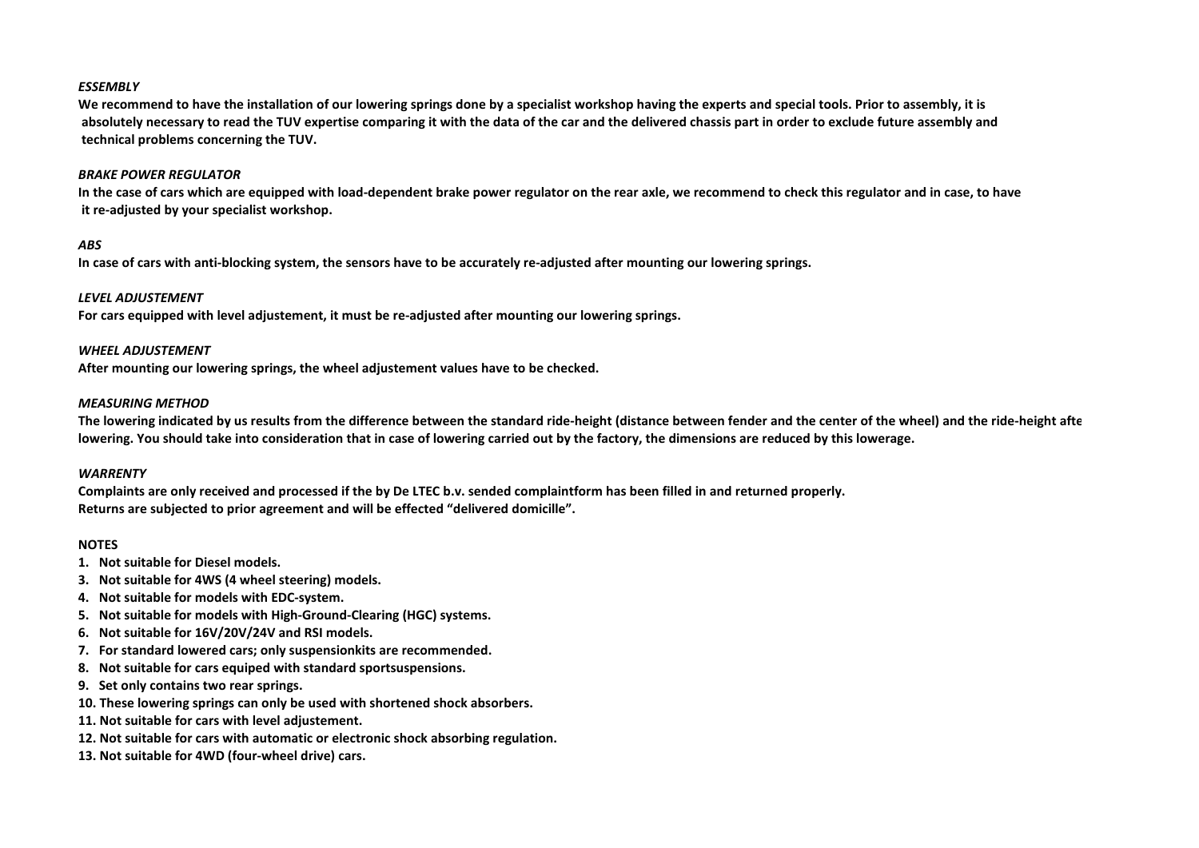***ESSEMBLY***

**We recommend to have the installation of our lowering springs done by a specialist workshop having the experts and special tools. Prior to assembly, it is absolutely necessary to read the TUV expertise comparing it with the data of the car and the delivered chassis part in order to exclude future assembly and technical problems concerning the TUV.**

***BRAKE POWER REGULATOR***

**In the case of cars which are equipped with load-dependent brake power regulator on the rear axle, we recommend to check this regulator and in case, to have it re-adjusted by your specialist workshop.**

***ABS***

**In case of cars with anti-blocking system, the sensors have to be accurately re-adjusted after mounting our lowering springs.**

***LEVEL ADJUSTEMENT***

**For cars equipped with level adjustement, it must be re-adjusted after mounting our lowering springs.**

***WHEEL ADJUSTEMENT***

**After mounting our lowering springs, the wheel adjustement values have to be checked.**

***MEASURING METHOD***

**The lowering indicated by us results from the difference between the standard ride-height (distance between fender and the center of the wheel) and the ride-height afte lowering. You should take into consideration that in case of lowering carried out by the factory, the dimensions are reduced by this lowerage.**

***WARRENTY***

**Complaints are only received and processed if the by De LTEC b.v. sended complaintform has been filled in and returned properly.**
**Returns are subjected to prior agreement and will be effected "delivered domicille".**

**NOTES**

**1. Not suitable for Diesel models.**
**3. Not suitable for 4WS (4 wheel steering) models.**
**4. Not suitable for models with EDC-system.**
**5. Not suitable for models with High-Ground-Clearing (HGC) systems.**
**6. Not suitable for 16V/20V/24V and RSI models.**
**7. For standard lowered cars; only suspensionkits are recommended.**
**8. Not suitable for cars equiped with standard sportsuspensions.**
**9. Set only contains two rear springs.**
**10. These lowering springs can only be used with shortened shock absorbers.**
**11. Not suitable for cars with level adjustement.**
**12. Not suitable for cars with automatic or electronic shock absorbing regulation.**
**13. Not suitable for 4WD (four-wheel drive) cars.**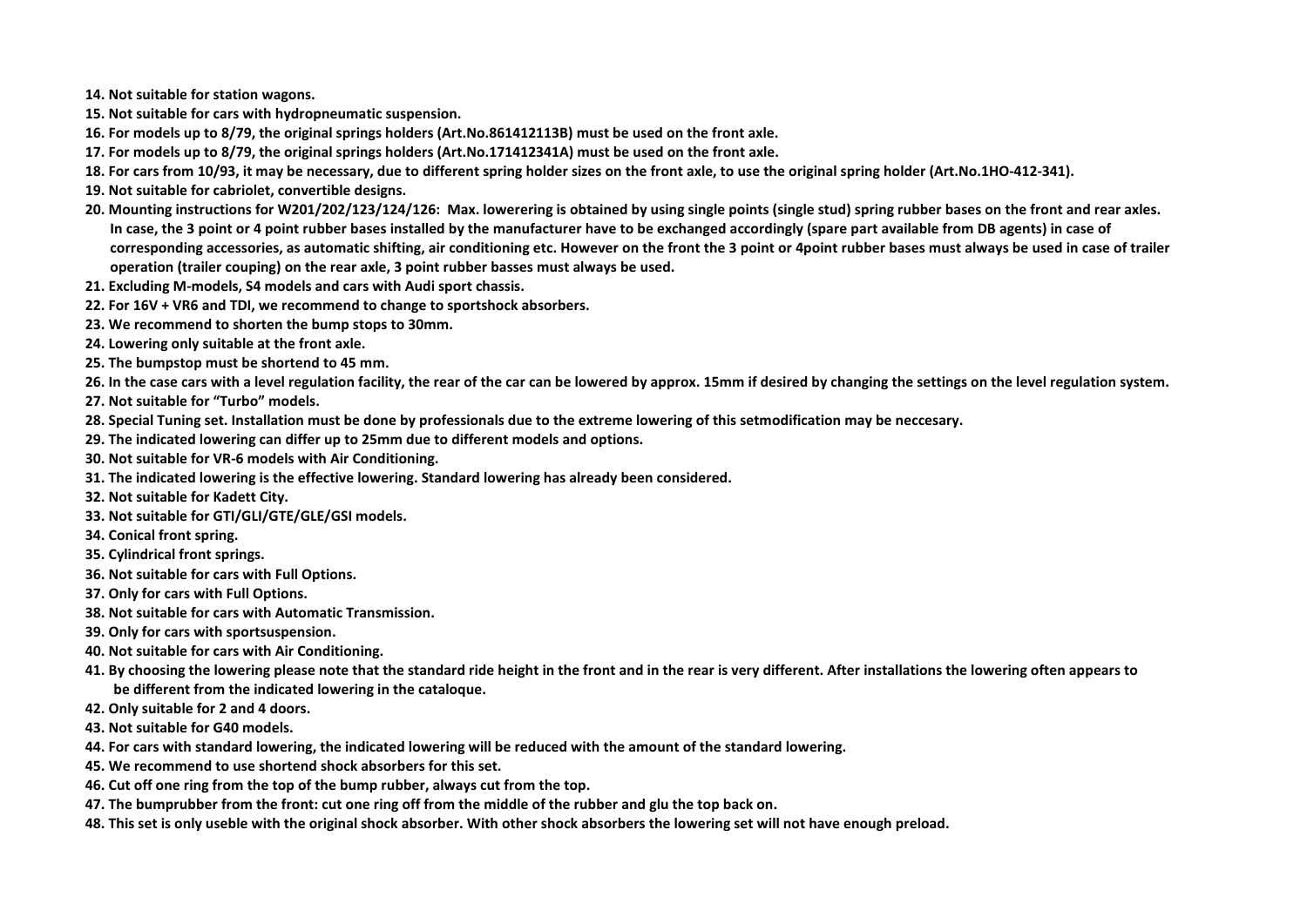**14. Not suitable for station wagons.**

**15. Not suitable for cars with hydropneumatic suspension.**

**16. For models up to 8/79, the original springs holders (Art.No.861412113B) must be used on the front axle.**

**17. For models up to 8/79, the original springs holders (Art.No.171412341A) must be used on the front axle.**

**18. For cars from 10/93, it may be necessary, due to different spring holder sizes on the front axle, to use the original spring holder (Art.No.1HO-412-341).**

**19. Not suitable for cabriolet, convertible designs.**

**20. Mounting instructions for W201/202/123/124/126: Max. lowerering is obtained by using single points (single stud) spring rubber bases on the front and rear axles. In case, the 3 point or 4 point rubber bases installed by the manufacturer have to be exchanged accordingly (spare part available from DB agents) in case of corresponding accessories, as automatic shifting, air conditioning etc. However on the front the 3 point or 4point rubber bases must always be used in case of trailer operation (trailer couping) on the rear axle, 3 point rubber basses must always be used.**

**21. Excluding M-models, S4 models and cars with Audi sport chassis.**

**22. For 16V + VR6 and TDI, we recommend to change to sportshock absorbers.**

**23. We recommend to shorten the bump stops to 30mm.**

**24. Lowering only suitable at the front axle.**

**25. The bumpstop must be shortend to 45 mm.**

**26. In the case cars with a level regulation facility, the rear of the car can be lowered by approx. 15mm if desired by changing the settings on the level regulation system.**

**27. Not suitable for "Turbo" models.**

**28. Special Tuning set. Installation must be done by professionals due to the extreme lowering of this setmodification may be neccesary.**

**29. The indicated lowering can differ up to 25mm due to different models and options.**

**30. Not suitable for VR-6 models with Air Conditioning.**

**31. The indicated lowering is the effective lowering. Standard lowering has already been considered.**

**32. Not suitable for Kadett City.**

**33. Not suitable for GTI/GLI/GTE/GLE/GSI models.**

**34. Conical front spring.**

**35. Cylindrical front springs.**

**36. Not suitable for cars with Full Options.**

**37. Only for cars with Full Options.**

**38. Not suitable for cars with Automatic Transmission.**

**39. Only for cars with sportsuspension.**

**40. Not suitable for cars with Air Conditioning.**

**41. By choosing the lowering please note that the standard ride height in the front and in the rear is very different. After installations the lowering often appears to be different from the indicated lowering in the cataloque.**

**42. Only suitable for 2 and 4 doors.**

**43. Not suitable for G40 models.**

**44. For cars with standard lowering, the indicated lowering will be reduced with the amount of the standard lowering.**

**45. We recommend to use shortend shock absorbers for this set.**

**46. Cut off one ring from the top of the bump rubber, always cut from the top.**

**47. The bumprubber from the front: cut one ring off from the middle of the rubber and glu the top back on.**

**48. This set is only useble with the original shock absorber. With other shock absorbers the lowering set will not have enough preload.**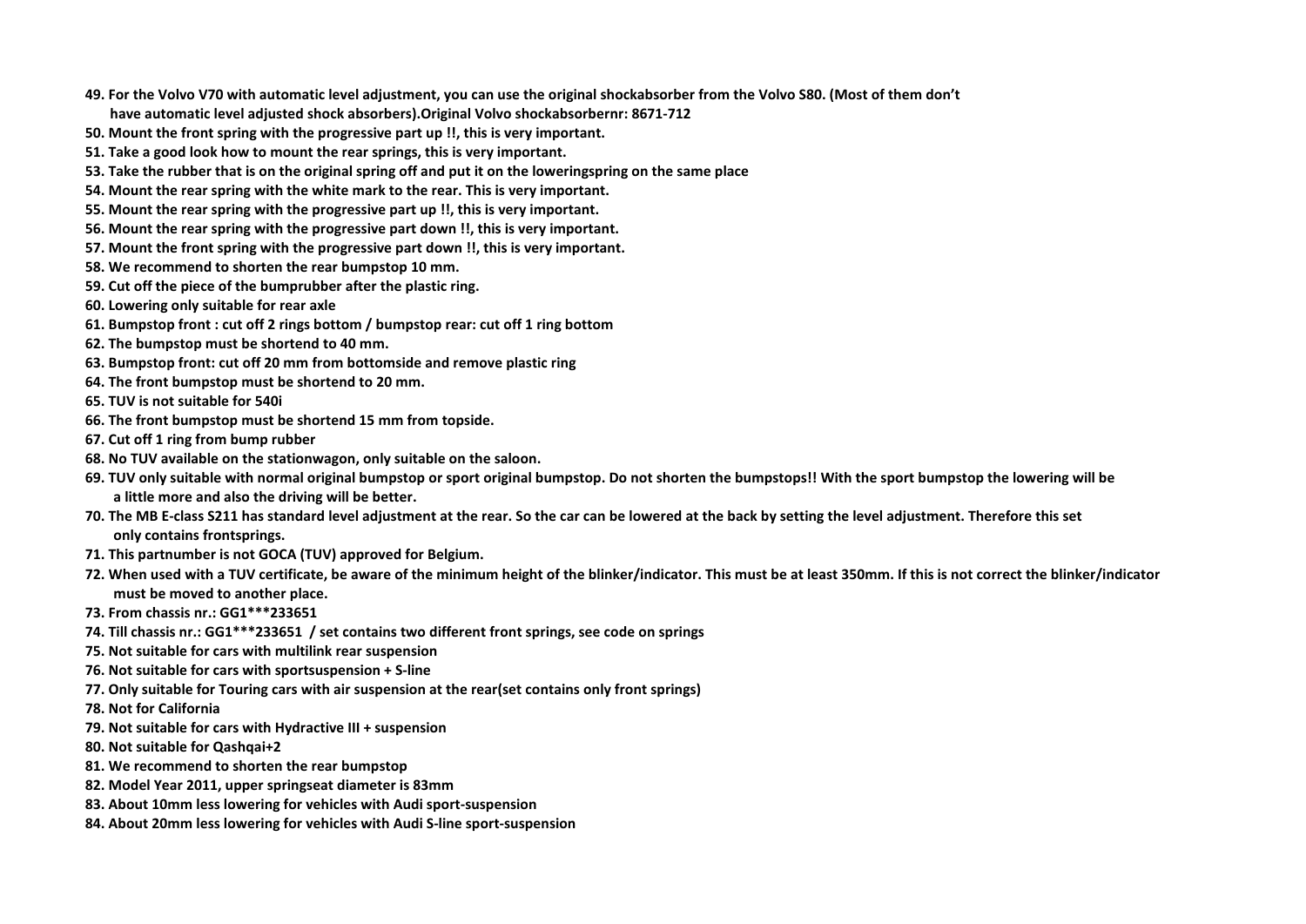**49. For the Volvo V70 with automatic level adjustment, you can use the original shockabsorber from the Volvo S80. (Most of them don't have automatic level adjusted shock absorbers).Original Volvo shockabsorbernr: 8671-712**

**50. Mount the front spring with the progressive part up !!, this is very important.**

**51. Take a good look how to mount the rear springs, this is very important.**

**53. Take the rubber that is on the original spring off and put it on the loweringspring on the same place**

**54. Mount the rear spring with the white mark to the rear. This is very important.**

**55. Mount the rear spring with the progressive part up !!, this is very important.**

**56. Mount the rear spring with the progressive part down !!, this is very important.**

**57. Mount the front spring with the progressive part down !!, this is very important.**

**58. We recommend to shorten the rear bumpstop 10 mm.**

**59. Cut off the piece of the bumprubber after the plastic ring.**

**60. Lowering only suitable for rear axle**

**61. Bumpstop front : cut off 2 rings bottom / bumpstop rear: cut off 1 ring bottom**

**62. The bumpstop must be shortend to 40 mm.**

**63. Bumpstop front: cut off 20 mm from bottomside and remove plastic ring**

**64. The front bumpstop must be shortend to 20 mm.**

**65. TUV is not suitable for 540i**

**66. The front bumpstop must be shortend 15 mm from topside.**

**67. Cut off 1 ring from bump rubber**

**68. No TUV available on the stationwagon, only suitable on the saloon.**

**69. TUV only suitable with normal original bumpstop or sport original bumpstop. Do not shorten the bumpstops!! With the sport bumpstop the lowering will be a little more and also the driving will be better.**

**70. The MB E-class S211 has standard level adjustment at the rear. So the car can be lowered at the back by setting the level adjustment. Therefore this set only contains frontsprings.**

**71. This partnumber is not GOCA (TUV) approved for Belgium.**

**72. When used with a TUV certificate, be aware of the minimum height of the blinker/indicator. This must be at least 350mm. If this is not correct the blinker/indicator must be moved to another place.**

**73. From chassis nr.: GG1***233651**

**74. Till chassis nr.: GG1***233651 / set contains two different front springs, see code on springs**

**75. Not suitable for cars with multilink rear suspension**

**76. Not suitable for cars with sportsuspension + S-line**

**77. Only suitable for Touring cars with air suspension at the rear(set contains only front springs)**

**78. Not for California**

**79. Not suitable for cars with Hydractive III + suspension**

**80. Not suitable for Qashqai+2**

**81. We recommend to shorten the rear bumpstop**

**82. Model Year 2011, upper springseat diameter is 83mm**

**83. About 10mm less lowering for vehicles with Audi sport-suspension**

**84. About 20mm less lowering for vehicles with Audi S-line sport-suspension**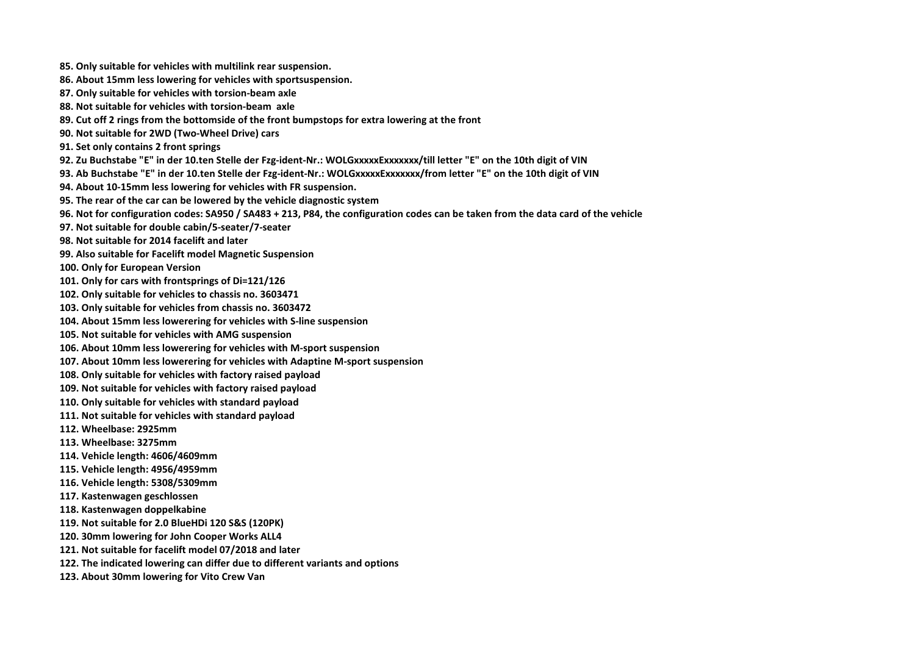**85. Only suitable for vehicles with multilink rear suspension.**

**86. About 15mm less lowering for vehicles with sportsuspension.**

**87. Only suitable for vehicles with torsion-beam axle**

**88. Not suitable for vehicles with torsion-beam axle**

**89. Cut off 2 rings from the bottomside of the front bumpstops for extra lowering at the front**

**90. Not suitable for 2WD (Two-Wheel Drive) cars**

**91. Set only contains 2 front springs**

**92. Zu Buchstabe "E" in der 10.ten Stelle der Fzg-ident-Nr.: WOLGxxxxxExxxxxxx/till letter "E" on the 10th digit of VIN**

**93. Ab Buchstabe "E" in der 10.ten Stelle der Fzg-ident-Nr.: WOLGxxxxxExxxxxxx/from letter "E" on the 10th digit of VIN**

**94. About 10-15mm less lowering for vehicles with FR suspension.**

**95. The rear of the car can be lowered by the vehicle diagnostic system**

**96. Not for configuration codes: SA950 / SA483 + 213, P84, the configuration codes can be taken from the data card of the vehicle**

**97. Not suitable for double cabin/5-seater/7-seater**

**98. Not suitable for 2014 facelift and later**

**99. Also suitable for Facelift model Magnetic Suspension**

**100. Only for European Version**

**101. Only for cars with frontsprings of Di=121/126**

**102. Only suitable for vehicles to chassis no. 3603471**

**103. Only suitable for vehicles from chassis no. 3603472**

**104. About 15mm less lowerering for vehicles with S-line suspension**

**105. Not suitable for vehicles with AMG suspension**

**106. About 10mm less lowerering for vehicles with M-sport suspension**

**107. About 10mm less lowerering for vehicles with Adaptine M-sport suspension**

**108. Only suitable for vehicles with factory raised payload**

**109. Not suitable for vehicles with factory raised payload**

**110. Only suitable for vehicles with standard payload**

**111. Not suitable for vehicles with standard payload**

**112. Wheelbase: 2925mm**

**113. Wheelbase: 3275mm**

**114. Vehicle length: 4606/4609mm**

**115. Vehicle length: 4956/4959mm**

**116. Vehicle length: 5308/5309mm**

**117. Kastenwagen geschlossen**

**118. Kastenwagen doppelkabine**

**119. Not suitable for 2.0 BlueHDi 120 S&S (120PK)**

**120. 30mm lowering for John Cooper Works ALL4**

**121. Not suitable for facelift model 07/2018 and later**

**122. The indicated lowering can differ due to different variants and options**

**123. About 30mm lowering for Vito Crew Van**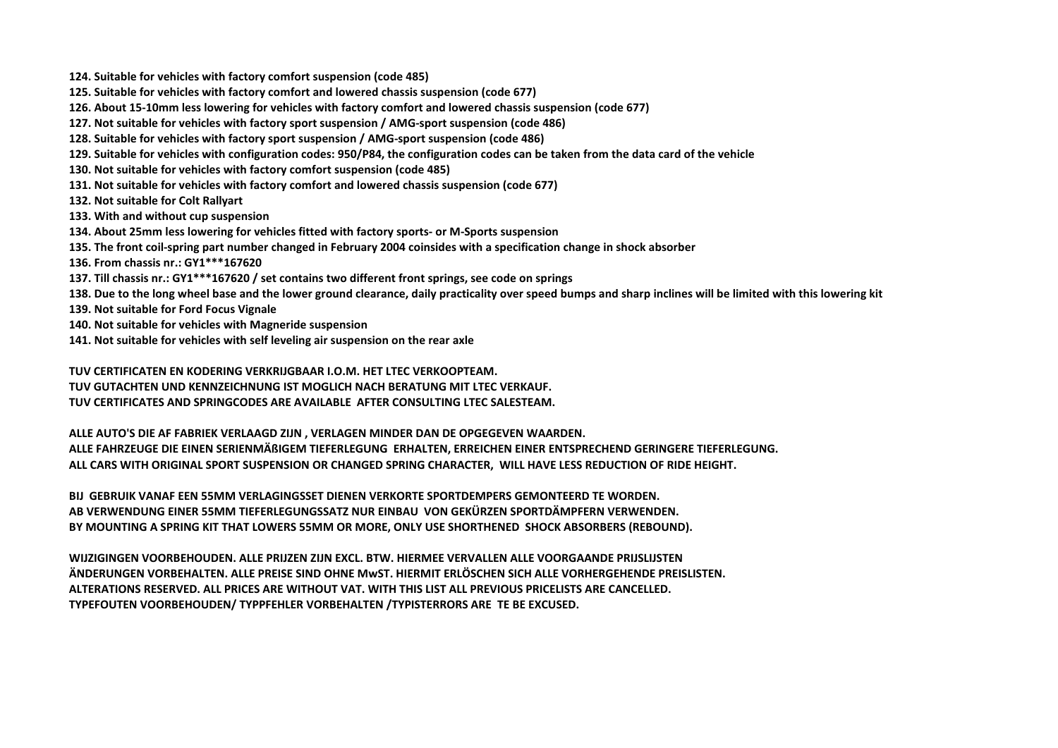**124. Suitable for vehicles with factory comfort suspension (code 485)**

**125. Suitable for vehicles with factory comfort and lowered chassis suspension (code 677)**

**126. About 15-10mm less lowering for vehicles with factory comfort and lowered chassis suspension (code 677)**

**127. Not suitable for vehicles with factory sport suspension / AMG-sport suspension (code 486)**

**128. Suitable for vehicles with factory sport suspension / AMG-sport suspension (code 486)**

**129. Suitable for vehicles with configuration codes: 950/P84, the configuration codes can be taken from the data card of the vehicle**

**130. Not suitable for vehicles with factory comfort suspension (code 485)**

**131. Not suitable for vehicles with factory comfort and lowered chassis suspension (code 677)**

**132. Not suitable for Colt Rallyart**

**133. With and without cup suspension**

**134. About 25mm less lowering for vehicles fitted with factory sports- or M-Sports suspension**

**135. The front coil-spring part number changed in February 2004 coinsides with a specification change in shock absorber**

**136. From chassis nr.: GY1***167620**

**137. Till chassis nr.: GY1***167620 / set contains two different front springs, see code on springs**

**138. Due to the long wheel base and the lower ground clearance, daily practicality over speed bumps and sharp inclines will be limited with this lowering kit**

**139. Not suitable for Ford Focus Vignale**

**140. Not suitable for vehicles with Magneride suspension**

**141. Not suitable for vehicles with self leveling air suspension on the rear axle**

**TUV CERTIFICATEN EN KODERING VERKRIJGBAAR I.O.M. HET LTEC VERKOOPTEAM.**
**TUV GUTACHTEN UND KENNZEICHNUNG IST MOGLICH NACH BERATUNG MIT LTEC VERKAUF.**
**TUV CERTIFICATES AND SPRINGCODES ARE AVAILABLE AFTER CONSULTING LTEC SALESTEAM.**

**ALLE AUTO'S DIE AF FABRIEK VERLAAGD ZIJN , VERLAGEN MINDER DAN DE OPGEGEVEN WAARDEN.**
**ALLE FAHRZEUGE DIE EINEN SERIENMÄßIGEM TIEFERLEGUNG ERHALTEN, ERREICHEN EINER ENTSPRECHEND GERINGERE TIEFERLEGUNG.**
**ALL CARS WITH ORIGINAL SPORT SUSPENSION OR CHANGED SPRING CHARACTER, WILL HAVE LESS REDUCTION OF RIDE HEIGHT.**

**BIJ GEBRUIK VANAF EEN 55MM VERLAGINGSSET DIENEN VERKORTE SPORTDEMPERS GEMONTEERD TE WORDEN.**
**AB VERWENDUNG EINER 55MM TIEFERLEGUNGSSATZ NUR EINBAU VON GEKÜRZEN SPORTDÄMPFERN VERWENDEN.**
**BY MOUNTING A SPRING KIT THAT LOWERS 55MM OR MORE, ONLY USE SHORTHENED SHOCK ABSORBERS (REBOUND).**

**WIJZIGINGEN VOORBEHOUDEN. ALLE PRIJZEN ZIJN EXCL. BTW. HIERMEE VERVALLEN ALLE VOORGAANDE PRIJSLIJSTEN**
**ÄNDERUNGEN VORBEHALTEN. ALLE PREISE SIND OHNE MwST. HIERMIT ERLÖSCHEN SICH ALLE VORHERGEHENDE PREISLISTEN.**
**ALTERATIONS RESERVED. ALL PRICES ARE WITHOUT VAT. WITH THIS LIST ALL PREVIOUS PRICELISTS ARE CANCELLED.**
**TYPEFOUTEN VOORBEHOUDEN/ TYPPFEHLER VORBEHALTEN /TYPISTERRORS ARE TE BE EXCUSED.**